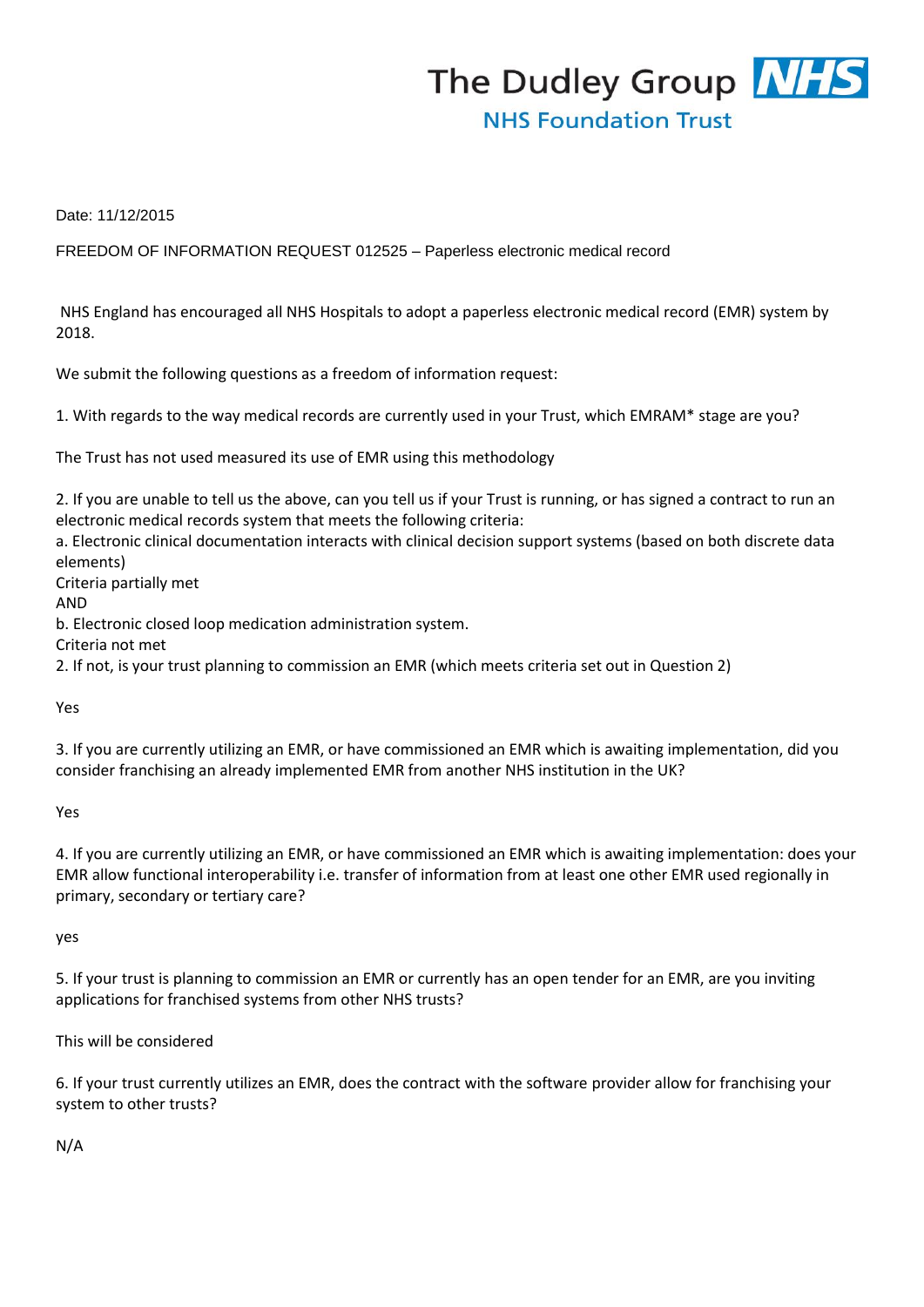The Dudley Group NHS
NHS Foundation Trust

Date: 11/12/2015

FREEDOM OF INFORMATION REQUEST 012525 – Paperless electronic medical record

NHS England has encouraged all NHS Hospitals to adopt a paperless electronic medical record (EMR) system by 2018.

We submit the following questions as a freedom of information request:

1. With regards to the way medical records are currently used in your Trust, which EMRAM* stage are you?

The Trust has not used measured its use of EMR using this methodology

2. If you are unable to tell us the above, can you tell us if your Trust is running, or has signed a contract to run an electronic medical records system that meets the following criteria:
a. Electronic clinical documentation interacts with clinical decision support systems (based on both discrete data elements)
Criteria partially met
AND
b. Electronic closed loop medication administration system.
Criteria not met
2. If not, is your trust planning to commission an EMR (which meets criteria set out in Question 2)

Yes

3. If you are currently utilizing an EMR, or have commissioned an EMR which is awaiting implementation, did you consider franchising an already implemented EMR from another NHS institution in the UK?

Yes

4. If you are currently utilizing an EMR, or have commissioned an EMR which is awaiting implementation: does your EMR allow functional interoperability i.e. transfer of information from at least one other EMR used regionally in primary, secondary or tertiary care?

yes

5. If your trust is planning to commission an EMR or currently has an open tender for an EMR, are you inviting applications for franchised systems from other NHS trusts?

This will be considered

6. If your trust currently utilizes an EMR, does the contract with the software provider allow for franchising your system to other trusts?

N/A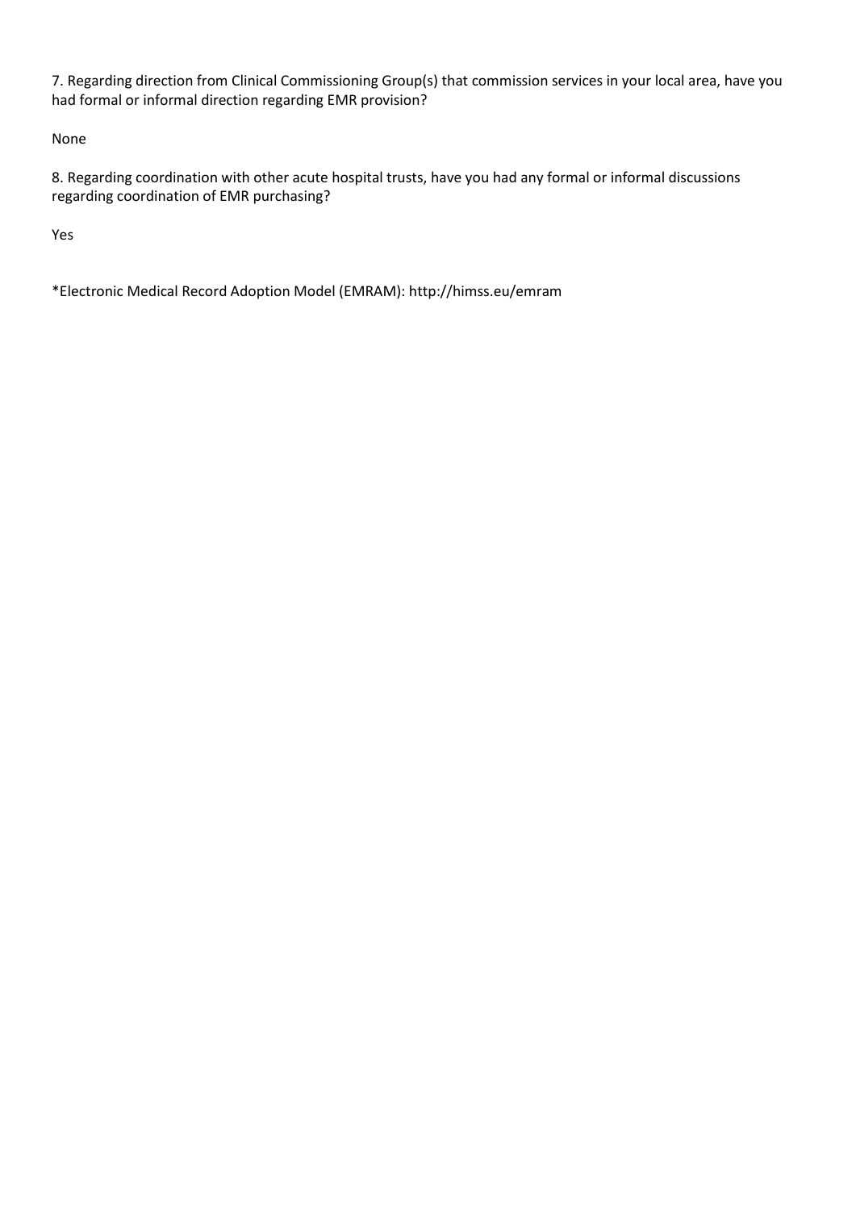7. Regarding direction from Clinical Commissioning Group(s) that commission services in your local area, have you had formal or informal direction regarding EMR provision?

None

8. Regarding coordination with other acute hospital trusts, have you had any formal or informal discussions regarding coordination of EMR purchasing?

Yes

*Electronic Medical Record Adoption Model (EMRAM): http://himss.eu/emram